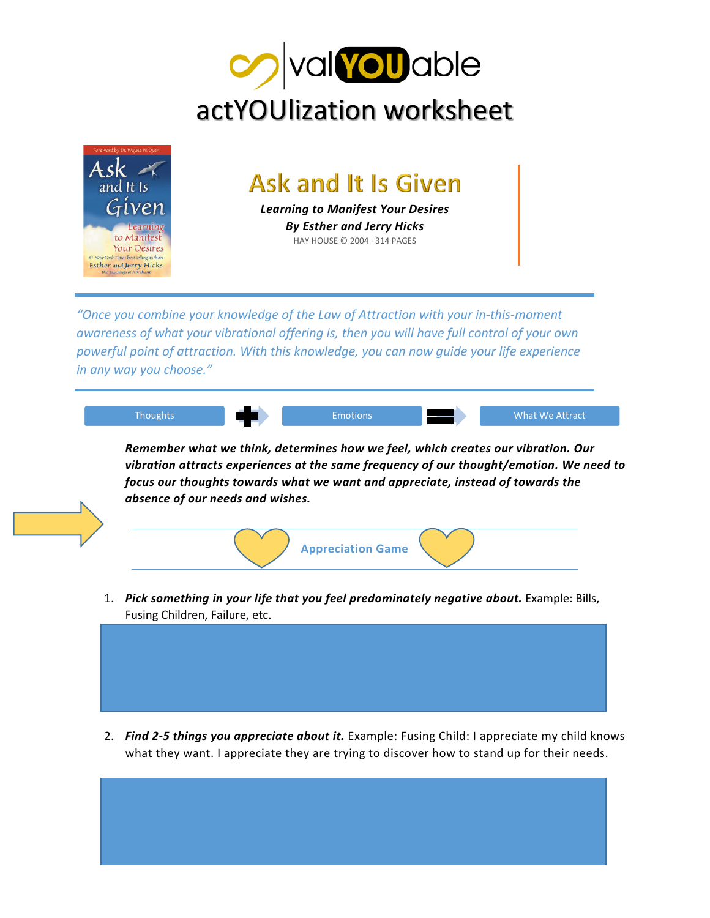# valYOUable

## actYOUlization worksheet

# Ask and It Is Given

***Learning to Manifest Your Desires***

***By Esther and Jerry Hicks***

HAY HOUSE © 2004 · 314 PAGES

---

*"Once you combine your knowledge of the Law of Attraction with your in-this-moment awareness of what your vibrational offering is, then you will have full control of your own powerful point of attraction. With this knowledge, you can now guide your life experience in any way you choose."*

---

Thoughts + Emotions = What We Attract

***Remember what we think, determines how we feel, which creates our vibration. Our vibration attracts experiences at the same frequency of our thought/emotion. We need to focus our thoughts towards what we want and appreciate, instead of towards the absence of our needs and wishes.***

### Appreciation Game

1. ***Pick something in your life that you feel predominately negative about.*** Example: Bills, Fusing Children, Failure, etc.

2. ***Find 2-5 things you appreciate about it.*** Example: Fusing Child: I appreciate my child knows what they want. I appreciate they are trying to discover how to stand up for their needs.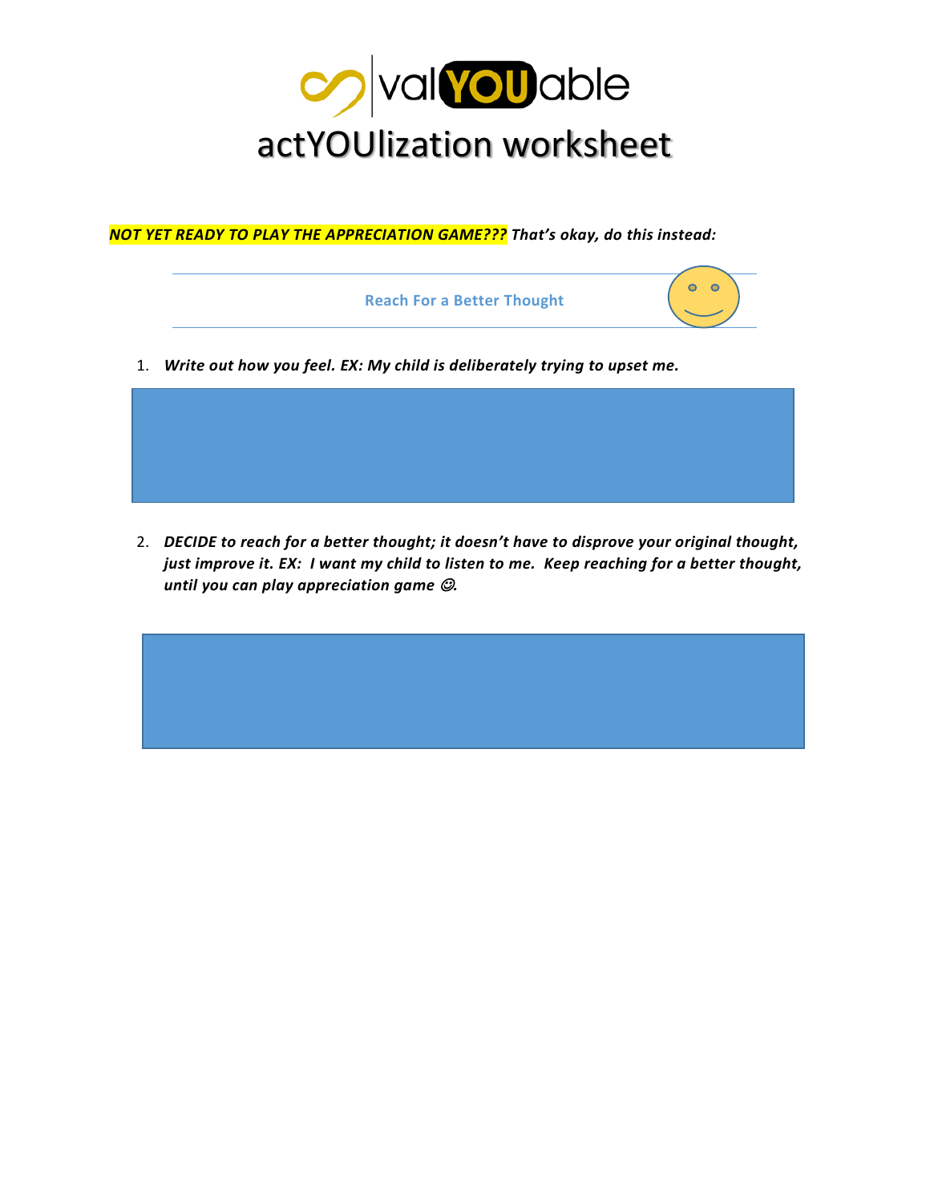# valYOUable

## actYOUlization worksheet

***NOT YET READY TO PLAY THE APPRECIATION GAME???*** ***That's okay, do this instead:***

### Reach For a Better Thought

1. ***Write out how you feel. EX: My child is deliberately trying to upset me.***

2. ***DECIDE to reach for a better thought; it doesn't have to disprove your original thought, just improve it. EX: I want my child to listen to me. Keep reaching for a better thought, until you can play appreciation game ☺.***